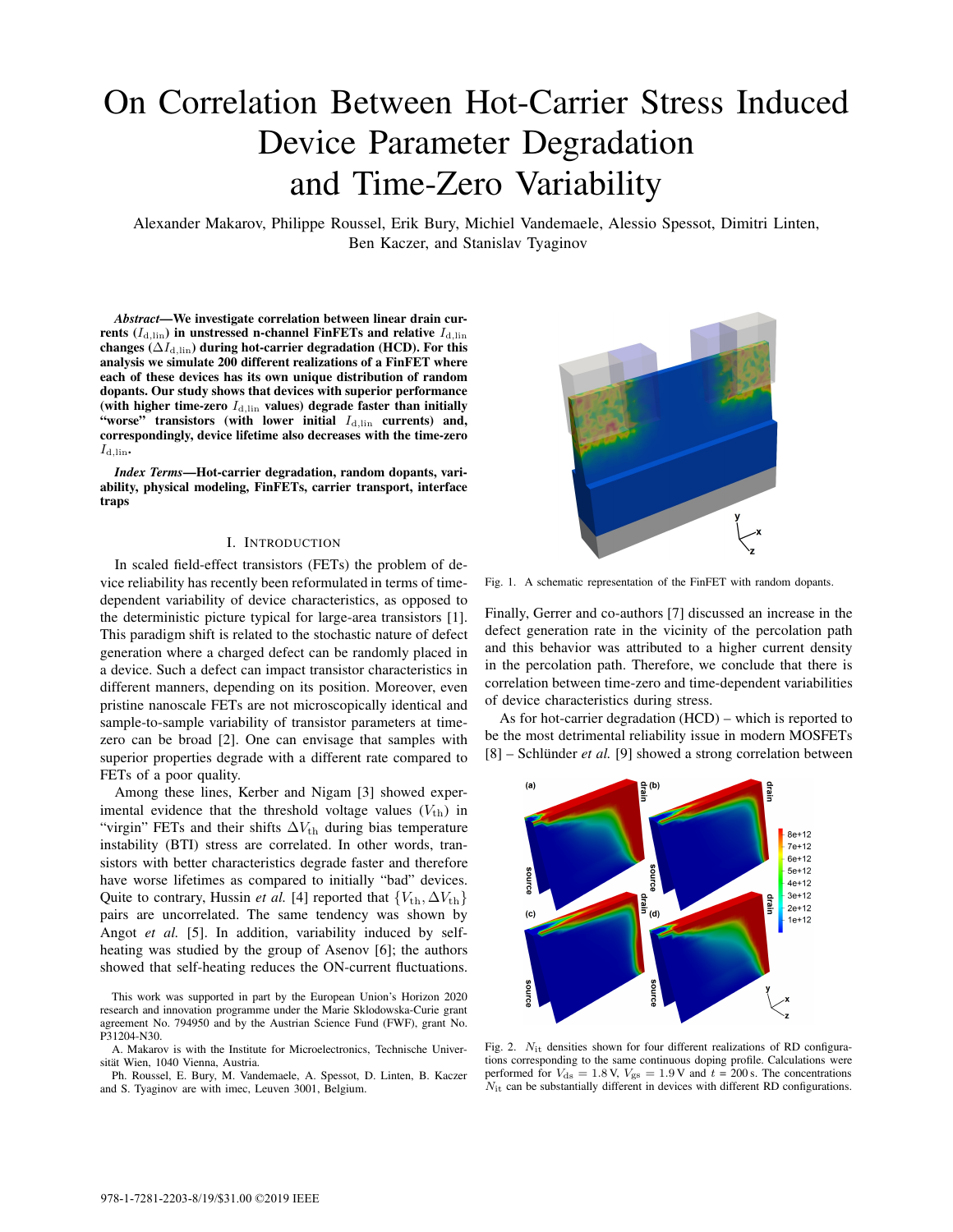# On Correlation Between Hot-Carrier Stress Induced Device Parameter Degradation and Time-Zero Variability

Alexander Makarov, Philippe Roussel, Erik Bury, Michiel Vandemaele, Alessio Spessot, Dimitri Linten, Ben Kaczer, and Stanislav Tyaginov

***Abstract*—We investigate correlation between linear drain currents ($I_{\rm d,lin}$) in unstressed n-channel FinFETs and relative $I_{\rm d,lin}$ changes ($\Delta I_{\rm d,lin}$) during hot-carrier degradation (HCD). For this analysis we simulate 200 different realizations of a FinFET where each of these devices has its own unique distribution of random dopants. Our study shows that devices with superior performance (with higher time-zero $I_{\rm d,lin}$ values) degrade faster than initially "worse" transistors (with lower initial $I_{\rm d,lin}$ currents) and, correspondingly, device lifetime also decreases with the time-zero $I_{\rm d,lin}$.**

***Index Terms*—Hot-carrier degradation, random dopants, variability, physical modeling, FinFETs, carrier transport, interface traps**

## I. Introduction

In scaled field-effect transistors (FETs) the problem of device reliability has recently been reformulated in terms of time-dependent variability of device characteristics, as opposed to the deterministic picture typical for large-area transistors [1]. This paradigm shift is related to the stochastic nature of defect generation where a charged defect can be randomly placed in a device. Such a defect can impact transistor characteristics in different manners, depending on its position. Moreover, even pristine nanoscale FETs are not microscopically identical and sample-to-sample variability of transistor parameters at time-zero can be broad [2]. One can envisage that samples with superior properties degrade with a different rate compared to FETs of a poor quality.

Among these lines, Kerber and Nigam [3] showed experimental evidence that the threshold voltage values ($V_{\rm th}$) in "virgin" FETs and their shifts $\Delta V_{\rm th}$ during bias temperature instability (BTI) stress are correlated. In other words, transistors with better characteristics degrade faster and therefore have worse lifetimes as compared to initially "bad" devices. Quite to contrary, Hussin *et al.* [4] reported that $\{V_{\rm th}, \Delta V_{\rm th}\}$ pairs are uncorrelated. The same tendency was shown by Angot *et al.* [5]. In addition, variability induced by self-heating was studied by the group of Asenov [6]; the authors showed that self-heating reduces the ON-current fluctuations.

Fig. 1. A schematic representation of the FinFET with random dopants.

Finally, Gerrer and co-authors [7] discussed an increase in the defect generation rate in the vicinity of the percolation path and this behavior was attributed to a higher current density in the percolation path. Therefore, we conclude that there is correlation between time-zero and time-dependent variabilities of device characteristics during stress.

As for hot-carrier degradation (HCD) – which is reported to be the most detrimental reliability issue in modern MOSFETs [8] – Schlünder *et al.* [9] showed a strong correlation between

Fig. 2. $N_{\rm it}$ densities shown for four different realizations of RD configurations corresponding to the same continuous doping profile. Calculations were performed for $V_{\rm ds} = 1.8\,{\rm V}$, $V_{\rm gs} = 1.9\,{\rm V}$ and $t = 200\,{\rm s}$. The concentrations $N_{\rm it}$ can be substantially different in devices with different RD configurations.

This work was supported in part by the European Union's Horizon 2020 research and innovation programme under the Marie Sklodowska-Curie grant agreement No. 794950 and by the Austrian Science Fund (FWF), grant No. P31204-N30.

A. Makarov is with the Institute for Microelectronics, Technische Universität Wien, 1040 Vienna, Austria.

Ph. Roussel, E. Bury, M. Vandemaele, A. Spessot, D. Linten, B. Kaczer and S. Tyaginov are with imec, Leuven 3001, Belgium.

978-1-7281-2203-8/19/$31.00 ©2019 IEEE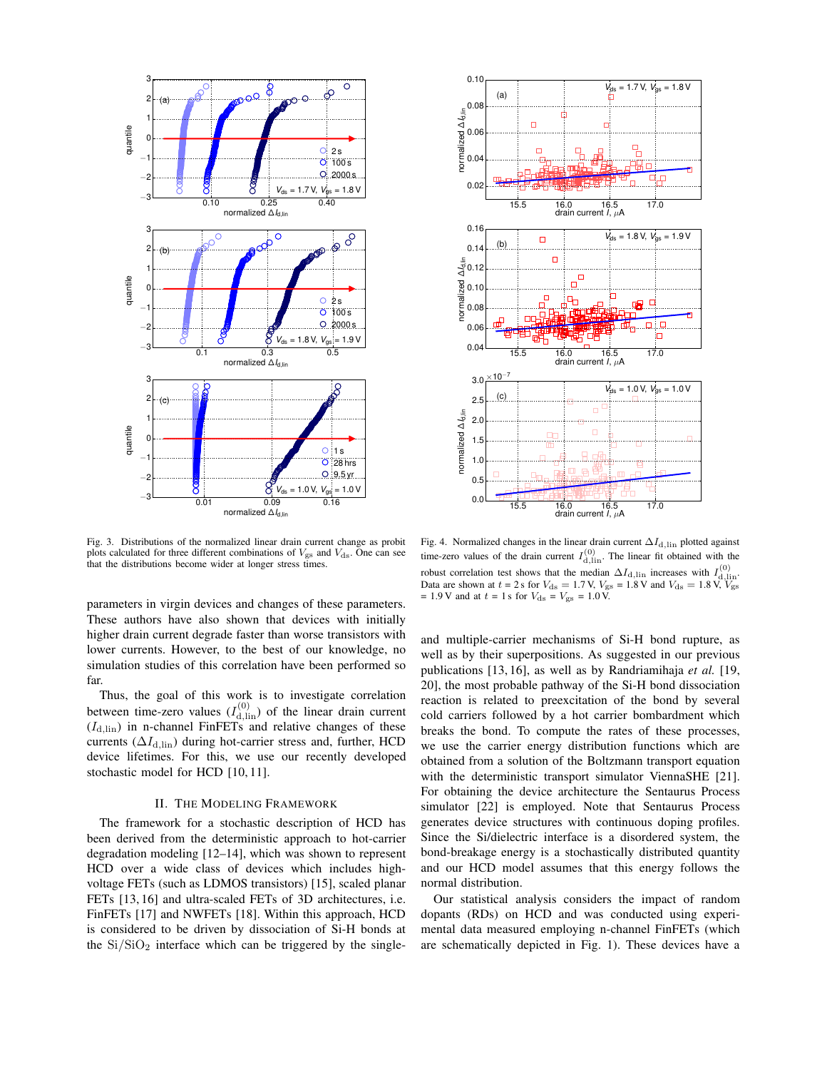Fig. 3. Distributions of the normalized linear drain current change as probit plots calculated for three different combinations of $V_{\rm gs}$ and $V_{\rm ds}$. One can see that the distributions become wider at longer stress times.

Fig. 4. Normalized changes in the linear drain current $\Delta I_{\rm d,lin}$ plotted against time-zero values of the drain current $I^{(0)}_{\rm d,lin}$. The linear fit obtained with the robust correlation test shows that the median $\Delta I_{\rm d,lin}$ increases with $I^{(0)}_{\rm d,lin}$. Data are shown at $t$ = 2 s for $V_{\rm ds}$ = 1.7 V, $V_{\rm gs}$ = 1.8 V and $V_{\rm ds}$ = 1.8 V, $V_{\rm gs}$ = 1.9 V and at $t$ = 1 s for $V_{\rm ds}$ = $V_{\rm gs}$ = 1.0 V.

parameters in virgin devices and changes of these parameters. These authors have also shown that devices with initially higher drain current degrade faster than worse transistors with lower currents. However, to the best of our knowledge, no simulation studies of this correlation have been performed so far.

Thus, the goal of this work is to investigate correlation between time-zero values ($I^{(0)}_{\rm d,lin}$) of the linear drain current ($I_{\rm d,lin}$) in n-channel FinFETs and relative changes of these currents ($\Delta I_{\rm d,lin}$) during hot-carrier stress and, further, HCD device lifetimes. For this, we use our recently developed stochastic model for HCD [10, 11].

## II. The Modeling Framework

The framework for a stochastic description of HCD has been derived from the deterministic approach to hot-carrier degradation modeling [12–14], which was shown to represent HCD over a wide class of devices which includes high-voltage FETs (such as LDMOS transistors) [15], scaled planar FETs [13, 16] and ultra-scaled FETs of 3D architectures, i.e. FinFETs [17] and NWFETs [18]. Within this approach, HCD is considered to be driven by dissociation of Si-H bonds at the $\mathrm{Si/SiO_2}$ interface which can be triggered by the single- and multiple-carrier mechanisms of Si-H bond rupture, as well as by their superpositions. As suggested in our previous publications [13, 16], as well as by Randriamihaja *et al.* [19, 20], the most probable pathway of the Si-H bond dissociation reaction is related to preexcitation of the bond by several cold carriers followed by a hot carrier bombardment which breaks the bond. To compute the rates of these processes, we use the carrier energy distribution functions which are obtained from a solution of the Boltzmann transport equation with the deterministic transport simulator ViennaSHE [21]. For obtaining the device architecture the Sentaurus Process simulator [22] is employed. Note that Sentaurus Process generates device structures with continuous doping profiles. Since the Si/dielectric interface is a disordered system, the bond-breakage energy is a stochastically distributed quantity and our HCD model assumes that this energy follows the normal distribution.

Our statistical analysis considers the impact of random dopants (RDs) on HCD and was conducted using experimental data measured employing n-channel FinFETs (which are schematically depicted in Fig. 1). These devices have a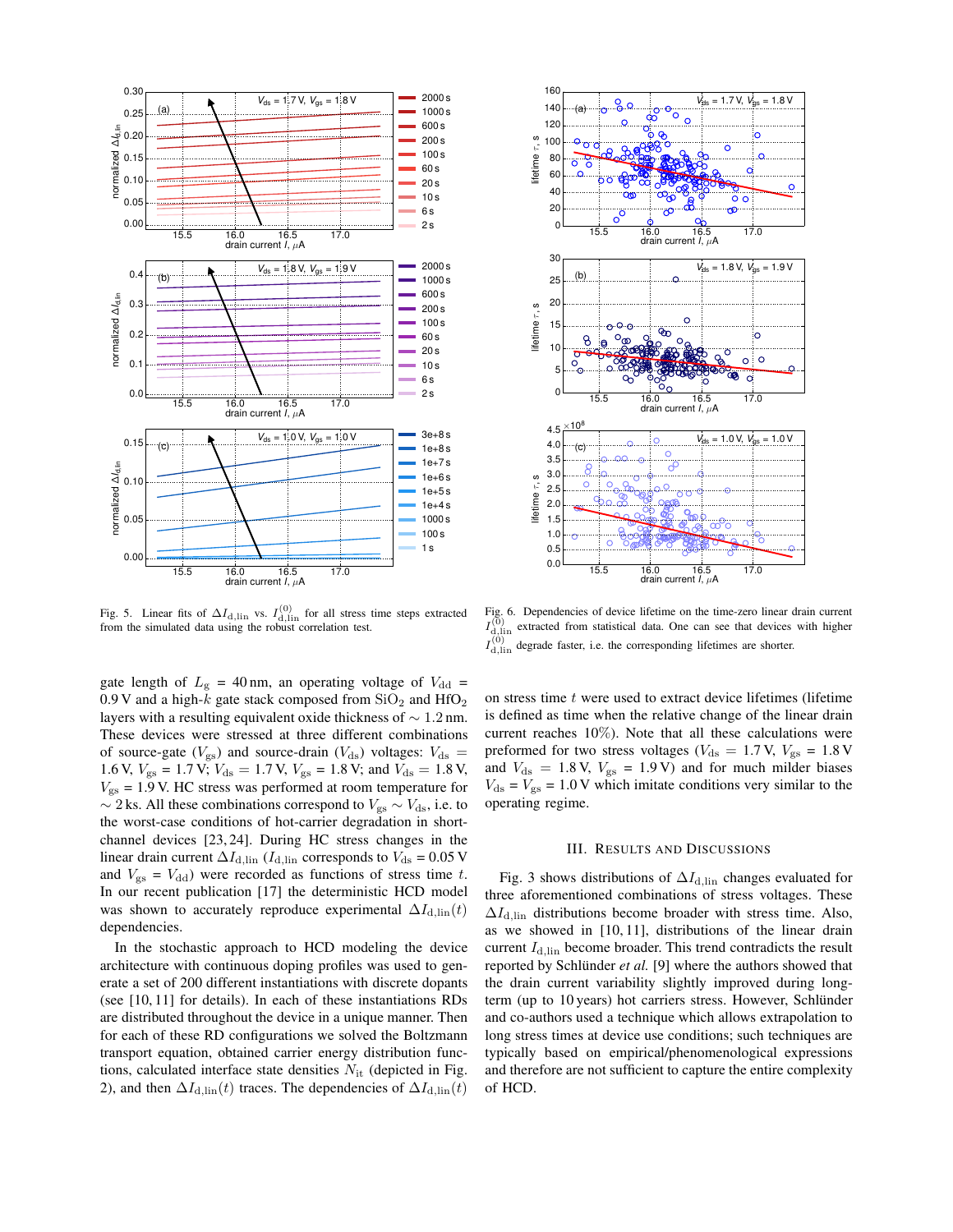Fig. 5. Linear fits of $\Delta I_{\mathrm{d,lin}}$ vs. $I^{(0)}_{\mathrm{d,lin}}$ for all stress time steps extracted from the simulated data using the robust correlation test.

Fig. 6. Dependencies of device lifetime on the time-zero linear drain current $I^{(0)}_{\mathrm{d,lin}}$ extracted from statistical data. One can see that devices with higher $I^{(0)}_{\mathrm{d,lin}}$ degrade faster, i.e. the corresponding lifetimes are shorter.

gate length of $L_{\mathrm{g}} = 40\,\mathrm{nm}$, an operating voltage of $V_{\mathrm{dd}} = 0.9\,\mathrm{V}$ and a high-$k$ gate stack composed from $SiO_2$ and $HfO_2$ layers with a resulting equivalent oxide thickness of $\sim 1.2\,\mathrm{nm}$. These devices were stressed at three different combinations of source-gate ($V_{\mathrm{gs}}$) and source-drain ($V_{\mathrm{ds}}$) voltages: $V_{\mathrm{ds}} = 1.6\,\mathrm{V}$, $V_{\mathrm{gs}} = 1.7\,\mathrm{V}$; $V_{\mathrm{ds}} = 1.7\,\mathrm{V}$, $V_{\mathrm{gs}} = 1.8\,\mathrm{V}$; and $V_{\mathrm{ds}} = 1.8\,\mathrm{V}$, $V_{\mathrm{gs}} = 1.9\,\mathrm{V}$. HC stress was performed at room temperature for $\sim 2\,\mathrm{ks}$. All these combinations correspond to $V_{\mathrm{gs}} \sim V_{\mathrm{ds}}$, i.e. to the worst-case conditions of hot-carrier degradation in short-channel devices [23, 24]. During HC stress changes in the linear drain current $\Delta I_{\mathrm{d,lin}}$ ($I_{\mathrm{d,lin}}$ corresponds to $V_{\mathrm{ds}} = 0.05\,\mathrm{V}$ and $V_{\mathrm{gs}} = V_{\mathrm{dd}}$) were recorded as functions of stress time $t$. In our recent publication [17] the deterministic HCD model was shown to accurately reproduce experimental $\Delta I_{\mathrm{d,lin}}(t)$ dependencies.

In the stochastic approach to HCD modeling the device architecture with continuous doping profiles was used to generate a set of 200 different instantiations with discrete dopants (see [10, 11] for details). In each of these instantiations RDs are distributed throughout the device in a unique manner. Then for each of these RD configurations we solved the Boltzmann transport equation, obtained carrier energy distribution functions, calculated interface state densities $N_{\mathrm{it}}$ (depicted in Fig. 2), and then $\Delta I_{\mathrm{d,lin}}(t)$ traces. The dependencies of $\Delta I_{\mathrm{d,lin}}(t)$ on stress time $t$ were used to extract device lifetimes (lifetime is defined as time when the relative change of the linear drain current reaches 10%). Note that all these calculations were preformed for two stress voltages ($V_{\mathrm{ds}} = 1.7\,\mathrm{V}$, $V_{\mathrm{gs}} = 1.8\,\mathrm{V}$ and $V_{\mathrm{ds}} = 1.8\,\mathrm{V}$, $V_{\mathrm{gs}} = 1.9\,\mathrm{V}$) and for much milder biases $V_{\mathrm{ds}} = V_{\mathrm{gs}} = 1.0\,\mathrm{V}$ which imitate conditions very similar to the operating regime.

## III. Results and Discussions

Fig. 3 shows distributions of $\Delta I_{\mathrm{d,lin}}$ changes evaluated for three aforementioned combinations of stress voltages. These $\Delta I_{\mathrm{d,lin}}$ distributions become broader with stress time. Also, as we showed in [10, 11], distributions of the linear drain current $I_{\mathrm{d,lin}}$ become broader. This trend contradicts the result reported by Schlünder *et al.* [9] where the authors showed that the drain current variability slightly improved during long-term (up to 10 years) hot carriers stress. However, Schlünder and co-authors used a technique which allows extrapolation to long stress times at device use conditions; such techniques are typically based on empirical/phenomenological expressions and therefore are not sufficient to capture the entire complexity of HCD.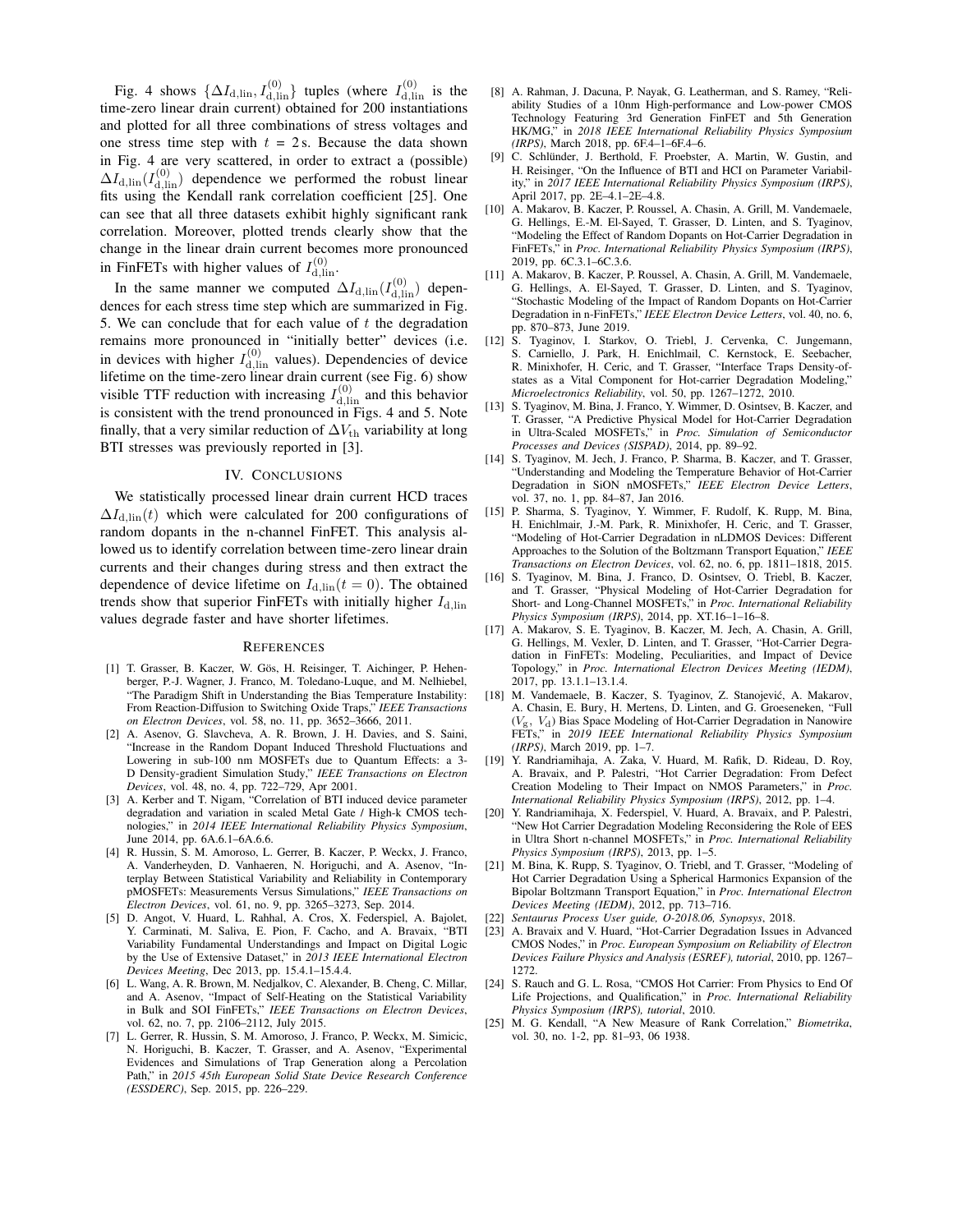Fig. 4 shows $\{\Delta I_{\mathrm{d,lin}}, I_{\mathrm{d,lin}}^{(0)}\}$ tuples (where $I_{\mathrm{d,lin}}^{(0)}$ is the time-zero linear drain current) obtained for 200 instantiations and plotted for all three combinations of stress voltages and one stress time step with $t = 2\,\mathrm{s}$. Because the data shown in Fig. 4 are very scattered, in order to extract a (possible) $\Delta I_{\mathrm{d,lin}}(I_{\mathrm{d,lin}}^{(0)})$ dependence we performed the robust linear fits using the Kendall rank correlation coefficient [25]. One can see that all three datasets exhibit highly significant rank correlation. Moreover, plotted trends clearly show that the change in the linear drain current becomes more pronounced in FinFETs with higher values of $I_{\mathrm{d,lin}}^{(0)}$.

In the same manner we computed $\Delta I_{\mathrm{d,lin}}(I_{\mathrm{d,lin}}^{(0)})$ dependences for each stress time step which are summarized in Fig. 5. We can conclude that for each value of $t$ the degradation remains more pronounced in "initially better" devices (i.e. in devices with higher $I_{\mathrm{d,lin}}^{(0)}$ values). Dependencies of device lifetime on the time-zero linear drain current (see Fig. 6) show visible TTF reduction with increasing $I_{\mathrm{d,lin}}^{(0)}$ and this behavior is consistent with the trend pronounced in Figs. 4 and 5. Note finally, that a very similar reduction of $\Delta V_{\mathrm{th}}$ variability at long BTI stresses was previously reported in [3].

## IV. Conclusions

We statistically processed linear drain current HCD traces $\Delta I_{\mathrm{d,lin}}(t)$ which were calculated for 200 configurations of random dopants in the n-channel FinFET. This analysis allowed us to identify correlation between time-zero linear drain currents and their changes during stress and then extract the dependence of device lifetime on $I_{\mathrm{d,lin}}(t = 0)$. The obtained trends show that superior FinFETs with initially higher $I_{\mathrm{d,lin}}$ values degrade faster and have shorter lifetimes.

## References

[1] T. Grasser, B. Kaczer, W. Gös, H. Reisinger, T. Aichinger, P. Hehenberger, P.-J. Wagner, J. Franco, M. Toledano-Luque, and M. Nelhiebel, "The Paradigm Shift in Understanding the Bias Temperature Instability: From Reaction-Diffusion to Switching Oxide Traps," *IEEE Transactions on Electron Devices*, vol. 58, no. 11, pp. 3652–3666, 2011.

[2] A. Asenov, G. Slavcheva, A. R. Brown, J. H. Davies, and S. Saini, "Increase in the Random Dopant Induced Threshold Fluctuations and Lowering in sub-100 nm MOSFETs due to Quantum Effects: a 3-D Density-gradient Simulation Study," *IEEE Transactions on Electron Devices*, vol. 48, no. 4, pp. 722–729, Apr 2001.

[3] A. Kerber and T. Nigam, "Correlation of BTI induced device parameter degradation and variation in scaled Metal Gate / High-k CMOS technologies," in *2014 IEEE International Reliability Physics Symposium*, June 2014, pp. 6A.6.1–6A.6.6.

[4] R. Hussin, S. M. Amoroso, L. Gerrer, B. Kaczer, P. Weckx, J. Franco, A. Vanderheyden, D. Vanhaeren, N. Horiguchi, and A. Asenov, "Interplay Between Statistical Variability and Reliability in Contemporary pMOSFETs: Measurements Versus Simulations," *IEEE Transactions on Electron Devices*, vol. 61, no. 9, pp. 3265–3273, Sep. 2014.

[5] D. Angot, V. Huard, L. Rahhal, A. Cros, X. Federspiel, A. Bajolet, Y. Carminati, M. Saliva, E. Pion, F. Cacho, and A. Bravaix, "BTI Variability Fundamental Understandings and Impact on Digital Logic by the Use of Extensive Dataset," in *2013 IEEE International Electron Devices Meeting*, Dec 2013, pp. 15.4.1–15.4.4.

[6] L. Wang, A. R. Brown, M. Nedjalkov, C. Alexander, B. Cheng, C. Millar, and A. Asenov, "Impact of Self-Heating on the Statistical Variability in Bulk and SOI FinFETs," *IEEE Transactions on Electron Devices*, vol. 62, no. 7, pp. 2106–2112, July 2015.

[7] L. Gerrer, R. Hussin, S. M. Amoroso, J. Franco, P. Weckx, M. Simicic, N. Horiguchi, B. Kaczer, T. Grasser, and A. Asenov, "Experimental Evidences and Simulations of Trap Generation along a Percolation Path," in *2015 45th European Solid State Device Research Conference (ESSDERC)*, Sep. 2015, pp. 226–229.

[8] A. Rahman, J. Dacuna, P. Nayak, G. Leatherman, and S. Ramey, "Reliability Studies of a 10nm High-performance and Low-power CMOS Technology Featuring 3rd Generation FinFET and 5th Generation HK/MG," in *2018 IEEE International Reliability Physics Symposium (IRPS)*, March 2018, pp. 6F.4–1–6F.4–6.

[9] C. Schlünder, J. Berthold, F. Proebster, A. Martin, W. Gustin, and H. Reisinger, "On the Influence of BTI and HCI on Parameter Variability," in *2017 IEEE International Reliability Physics Symposium (IRPS)*, April 2017, pp. 2E–4.1–2E–4.8.

[10] A. Makarov, B. Kaczer, P. Roussel, A. Chasin, A. Grill, M. Vandemaele, G. Hellings, E.-M. El-Sayed, T. Grasser, D. Linten, and S. Tyaginov, "Modeling the Effect of Random Dopants on Hot-Carrier Degradation in FinFETs," in *Proc. International Reliability Physics Symposium (IRPS)*, 2019, pp. 6C.3.1–6C.3.6.

[11] A. Makarov, B. Kaczer, P. Roussel, A. Chasin, A. Grill, M. Vandemaele, G. Hellings, A. El-Sayed, T. Grasser, D. Linten, and S. Tyaginov, "Stochastic Modeling of the Impact of Random Dopants on Hot-Carrier Degradation in n-FinFETs," *IEEE Electron Device Letters*, vol. 40, no. 6, pp. 870–873, June 2019.

[12] S. Tyaginov, I. Starkov, O. Triebl, J. Cervenka, C. Jungemann, S. Carniello, J. Park, H. Enichlmail, C. Kernstock, E. Seebacher, R. Minixhofer, H. Ceric, and T. Grasser, "Interface Traps Density-of-states as a Vital Component for Hot-carrier Degradation Modeling," *Microelectronics Reliability*, vol. 50, pp. 1267–1272, 2010.

[13] S. Tyaginov, M. Bina, J. Franco, Y. Wimmer, D. Osintsev, B. Kaczer, and T. Grasser, "A Predictive Physical Model for Hot-Carrier Degradation in Ultra-Scaled MOSFETs," in *Proc. Simulation of Semiconductor Processes and Devices (SISPAD)*, 2014, pp. 89–92.

[14] S. Tyaginov, M. Jech, J. Franco, P. Sharma, B. Kaczer, and T. Grasser, "Understanding and Modeling the Temperature Behavior of Hot-Carrier Degradation in SiON nMOSFETs," *IEEE Electron Device Letters*, vol. 37, no. 1, pp. 84–87, Jan 2016.

[15] P. Sharma, S. Tyaginov, Y. Wimmer, F. Rudolf, K. Rupp, M. Bina, H. Enichlmair, J.-M. Park, R. Minixhofer, H. Ceric, and T. Grasser, "Modeling of Hot-Carrier Degradation in nLDMOS Devices: Different Approaches to the Solution of the Boltzmann Transport Equation," *IEEE Transactions on Electron Devices*, vol. 62, no. 6, pp. 1811–1818, 2015.

[16] S. Tyaginov, M. Bina, J. Franco, D. Osintsev, O. Triebl, B. Kaczer, and T. Grasser, "Physical Modeling of Hot-Carrier Degradation for Short- and Long-Channel MOSFETs," in *Proc. International Reliability Physics Symposium (IRPS)*, 2014, pp. XT.16–1–16–8.

[17] A. Makarov, S. E. Tyaginov, B. Kaczer, M. Jech, A. Chasin, A. Grill, G. Hellings, M. Vexler, D. Linten, and T. Grasser, "Hot-Carrier Degradation in FinFETs: Modeling, Peculiarities, and Impact of Device Topology," in *Proc. International Electron Devices Meeting (IEDM)*, 2017, pp. 13.1.1–13.1.4.

[18] M. Vandemaele, B. Kaczer, S. Tyaginov, Z. Stanojević, A. Makarov, A. Chasin, E. Bury, H. Mertens, D. Linten, and G. Groeseneken, "Full ($V_{\mathrm{g}}$, $V_{\mathrm{d}}$) Bias Space Modeling of Hot-Carrier Degradation in Nanowire FETs," in *2019 IEEE International Reliability Physics Symposium (IRPS)*, March 2019, pp. 1–7.

[19] Y. Randriamihaja, A. Zaka, V. Huard, M. Rafik, D. Rideau, D. Roy, A. Bravaix, and P. Palestri, "Hot Carrier Degradation: From Defect Creation Modeling to Their Impact on NMOS Parameters," in *Proc. International Reliability Physics Symposium (IRPS)*, 2012, pp. 1–4.

[20] Y. Randriamihaja, X. Federspiel, V. Huard, A. Bravaix, and P. Palestri, "New Hot Carrier Degradation Modeling Reconsidering the Role of EES in Ultra Short n-channel MOSFETs," in *Proc. International Reliability Physics Symposium (IRPS)*, 2013, pp. 1–5.

[21] M. Bina, K. Rupp, S. Tyaginov, O. Triebl, and T. Grasser, "Modeling of Hot Carrier Degradation Using a Spherical Harmonics Expansion of the Bipolar Boltzmann Transport Equation," in *Proc. International Electron Devices Meeting (IEDM)*, 2012, pp. 713–716.

[22] *Sentaurus Process User guide, O-2018.06, Synopsys*, 2018.

[23] A. Bravaix and V. Huard, "Hot-Carrier Degradation Issues in Advanced CMOS Nodes," in *Proc. European Symposium on Reliability of Electron Devices Failure Physics and Analysis (ESREF), tutorial*, 2010, pp. 1267–1272.

[24] S. Rauch and G. L. Rosa, "CMOS Hot Carrier: From Physics to End Of Life Projections, and Qualification," in *Proc. International Reliability Physics Symposium (IRPS), tutorial*, 2010.

[25] M. G. Kendall, "A New Measure of Rank Correlation," *Biometrika*, vol. 30, no. 1-2, pp. 81–93, 06 1938.